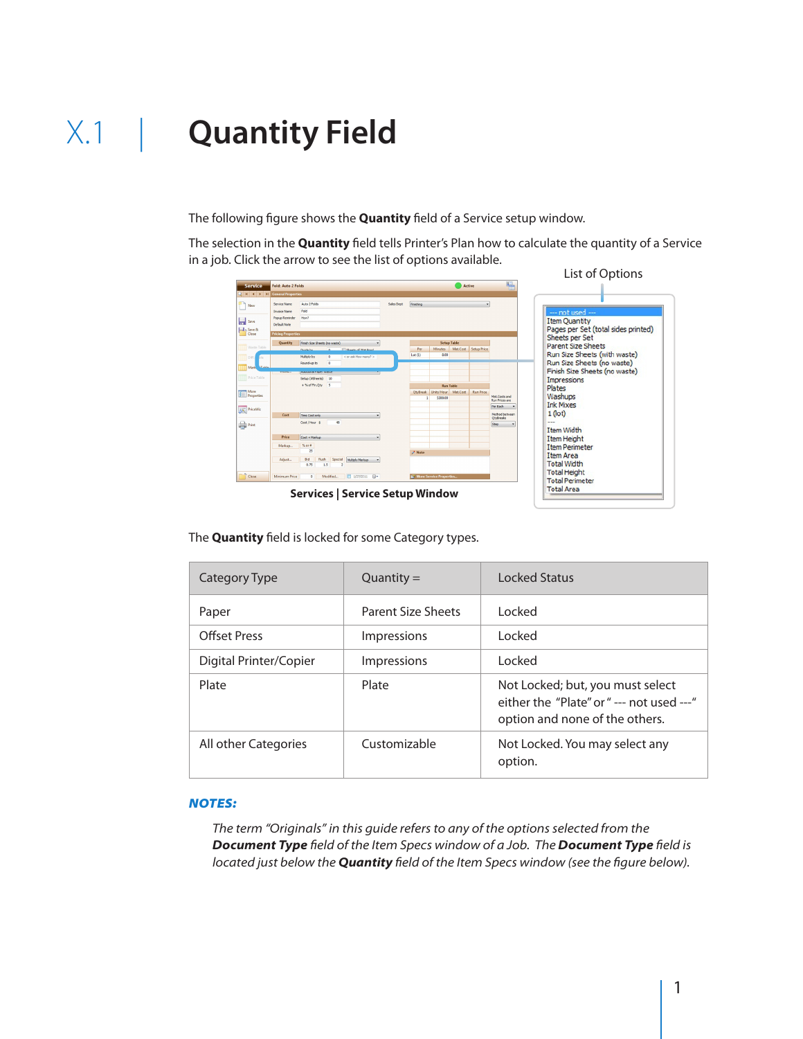# X.1 | Quantity Field

The following figure shows the **Quantity** field of a Service setup window.

The selection in the **Quantity** field tells Printer's Plan how to calculate the quantity of a Service in a job. Click the arrow to see the list of options available.

List of Options

--- not used ---
Item Quantity
Pages per Set (total sides printed)
Sheets per Set
Parent Size Sheets
Run Size Sheets (with waste)
Run Size Sheets (no waste)
Finish Size Sheets (no waste)
Impressions
Plates
Washups
Ink Mixes
1 (lot)
---
Item Width
Item Height
Item Perimeter
Item Area
Total Width
Total Height
Total Perimeter
Total Area

**Services | Service Setup Window**

The **Quantity** field is locked for some Category types.

| Category Type | Quantity = | Locked Status |
|---|---|---|
| Paper | Parent Size Sheets | Locked |
| Offset Press | Impressions | Locked |
| Digital Printer/Copier | Impressions | Locked |
| Plate | Plate | Not Locked; but, you must select either the "Plate" or " --- not used ---" option and none of the others. |
| All other Categories | Customizable | Not Locked. You may select any option. |

***NOTES:***

*The term "Originals" in this guide refers to any of the options selected from the **Document Type** field of the Item Specs window of a Job. The **Document Type** field is located just below the **Quantity** field of the Item Specs window (see the figure below).*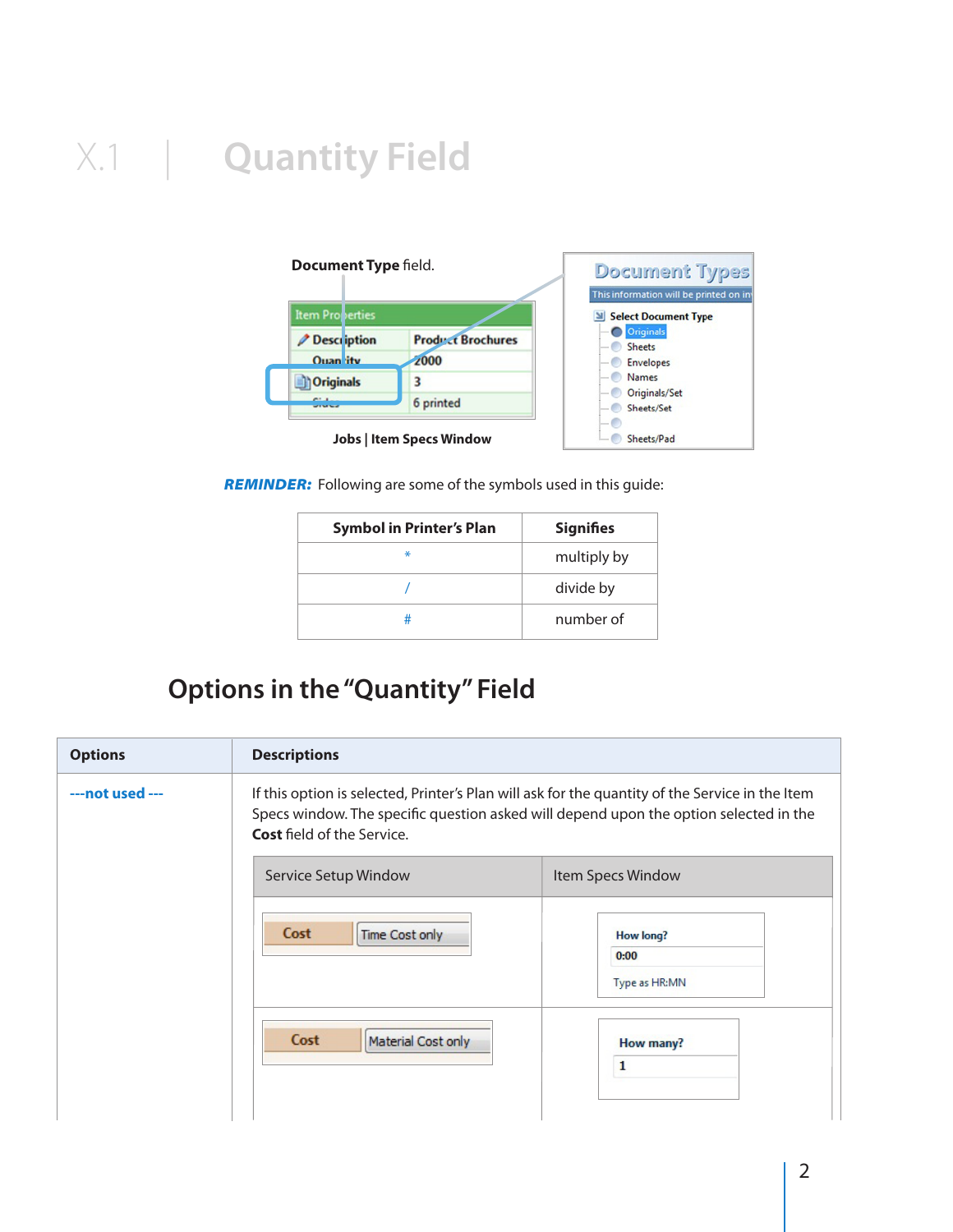# X.1 | Quantity Field

**Document Type** field.

Jobs | Item Specs Window

***REMINDER:*** Following are some of the symbols used in this guide:

| Symbol in Printer's Plan | Signifies |
|---|---|
| * | multiply by |
| / | divide by |
| # | number of |

## Options in the "Quantity" Field

| Options | Descriptions |
|---|---|
| ---not used --- | If this option is selected, Printer's Plan will ask for the quantity of the Service in the Item Specs window. The specific question asked will depend upon the option selected in the **Cost** field of the Service. |

| Service Setup Window | Item Specs Window |
|---|---|
| Cost: Time Cost only | How long? 0:00 Type as HR:MN |
| Cost: Material Cost only | How many? 1 |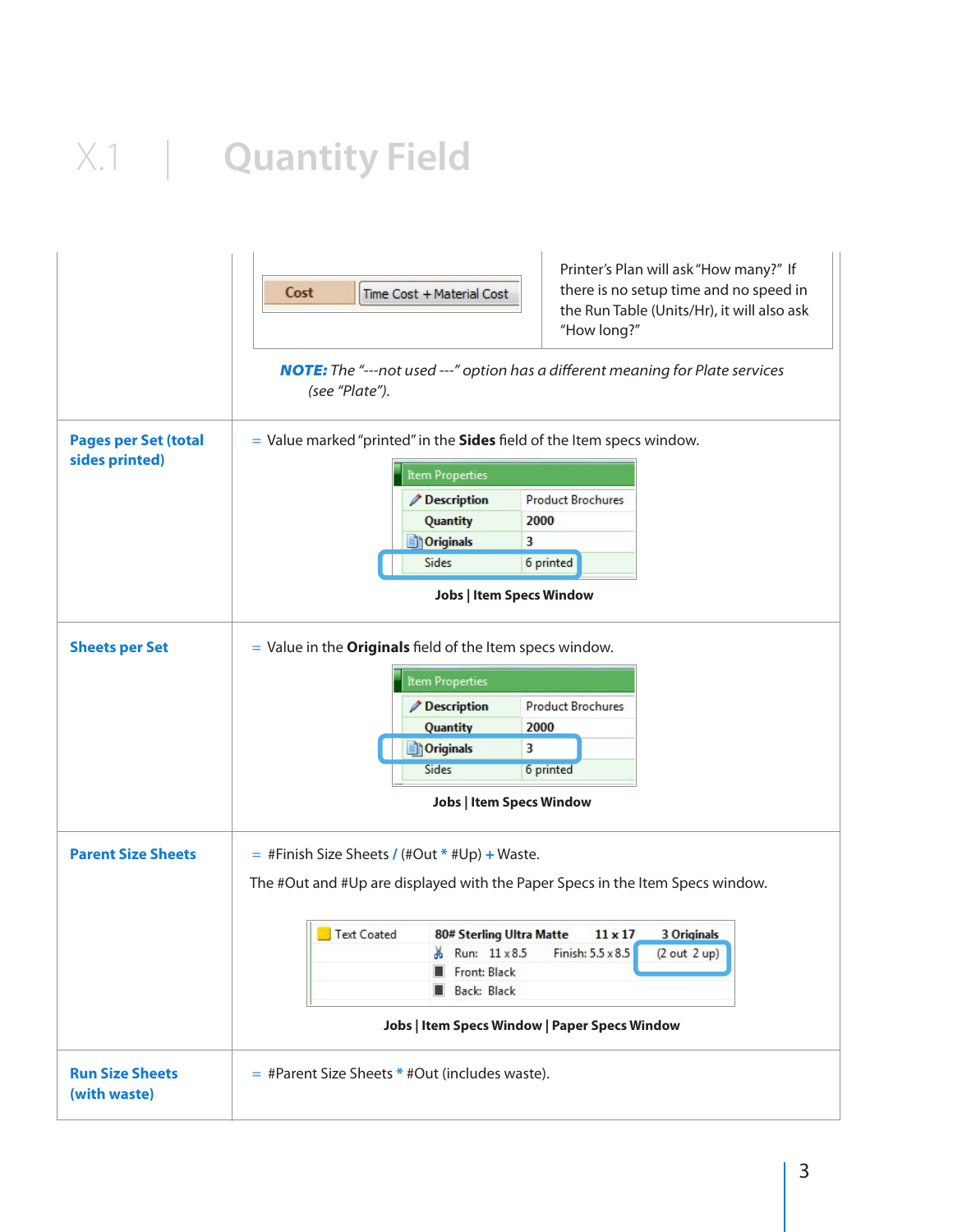# X.1 | Quantity Field

| | |
|---|---|
| | Cost: Time Cost + Material Cost — Printer's Plan will ask "How many?" If there is no setup time and no speed in the Run Table (Units/Hr), it will also ask "How long?"<br><br>***NOTE:*** *The "---not used ---" option has a different meaning for Plate services (see "Plate").* |
| **Pages per Set (total sides printed)** | = Value marked "printed" in the **Sides** field of the Item specs window.<br><br>Item Properties: Description: Product Brochures; Quantity: 2000; Originals: 3; Sides: 6 printed<br><br>**Jobs \| Item Specs Window** |
| **Sheets per Set** | = Value in the **Originals** field of the Item specs window.<br><br>Item Properties: Description: Product Brochures; Quantity: 2000; Originals: 3; Sides: 6 printed<br><br>**Jobs \| Item Specs Window** |
| **Parent Size Sheets** | = #Finish Size Sheets / (#Out * #Up) + Waste.<br><br>The #Out and #Up are displayed with the Paper Specs in the Item Specs window.<br><br>Text Coated — 80# Sterling Ultra Matte — 11 x 17 — 3 Originals; Run: 11 x 8.5 — Finish: 5.5 x 8.5 — (2 out 2 up); Front: Black; Back: Black<br><br>**Jobs \| Item Specs Window \| Paper Specs Window** |
| **Run Size Sheets (with waste)** | = #Parent Size Sheets * #Out (includes waste). |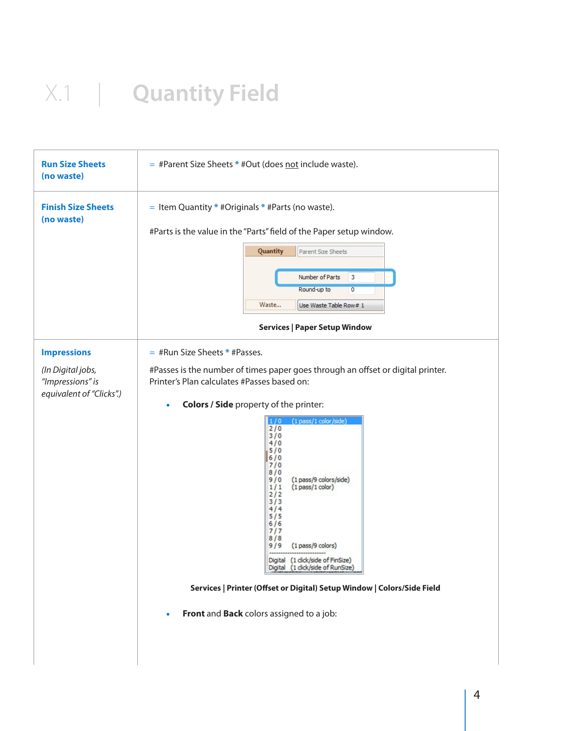# X.1 | Quantity Field

| | |
|---|---|
| **Run Size Sheets (no waste)** | = #Parent Size Sheets * #Out (does not include waste). |
| **Finish Size Sheets (no waste)** | = Item Quantity * #Originals * #Parts (no waste).<br><br>#Parts is the value in the "Parts" field of the Paper setup window.<br><br>**Services \| Paper Setup Window** |
| **Impressions**<br><br>*(In Digital jobs, "Impressions" is equivalent of "Clicks".)* | = #Run Size Sheets * #Passes.<br><br>#Passes is the number of times paper goes through an offset or digital printer. Printer's Plan calculates #Passes based on:<br><br>• **Colors / Side** property of the printer:<br><br>**Services \| Printer (Offset or Digital) Setup Window \| Colors/Side Field**<br><br>• **Front** and **Back** colors assigned to a job: |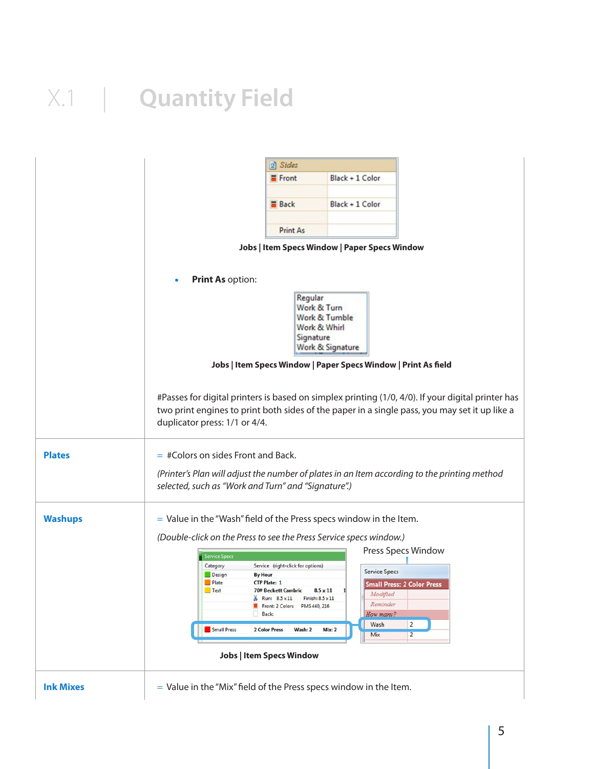# X.1 | Quantity Field

| | |
|---|---|
| | Jobs \| Item Specs Window \| Paper Specs Window<br><br>• **Print As** option:<br><br>Jobs \| Item Specs Window \| Paper Specs Window \| Print As field<br><br>#Passes for digital printers is based on simplex printing (1/0, 4/0). If your digital printer has two print engines to print both sides of the paper in a single pass, you may set it up like a duplicator press: 1/1 or 4/4. |
| **Plates** | = #Colors on sides Front and Back.<br><br>*(Printer's Plan will adjust the number of plates in an Item according to the printing method selected, such as "Work and Turn" and "Signature".)* |
| **Washups** | = Value in the "Wash" field of the Press specs window in the Item.<br><br>*(Double-click on the Press to see the Press Service specs window.)*<br><br>Press Specs Window<br><br>Jobs \| Item Specs Window |
| **Ink Mixes** | = Value in the "Mix" field of the Press specs window in the Item. |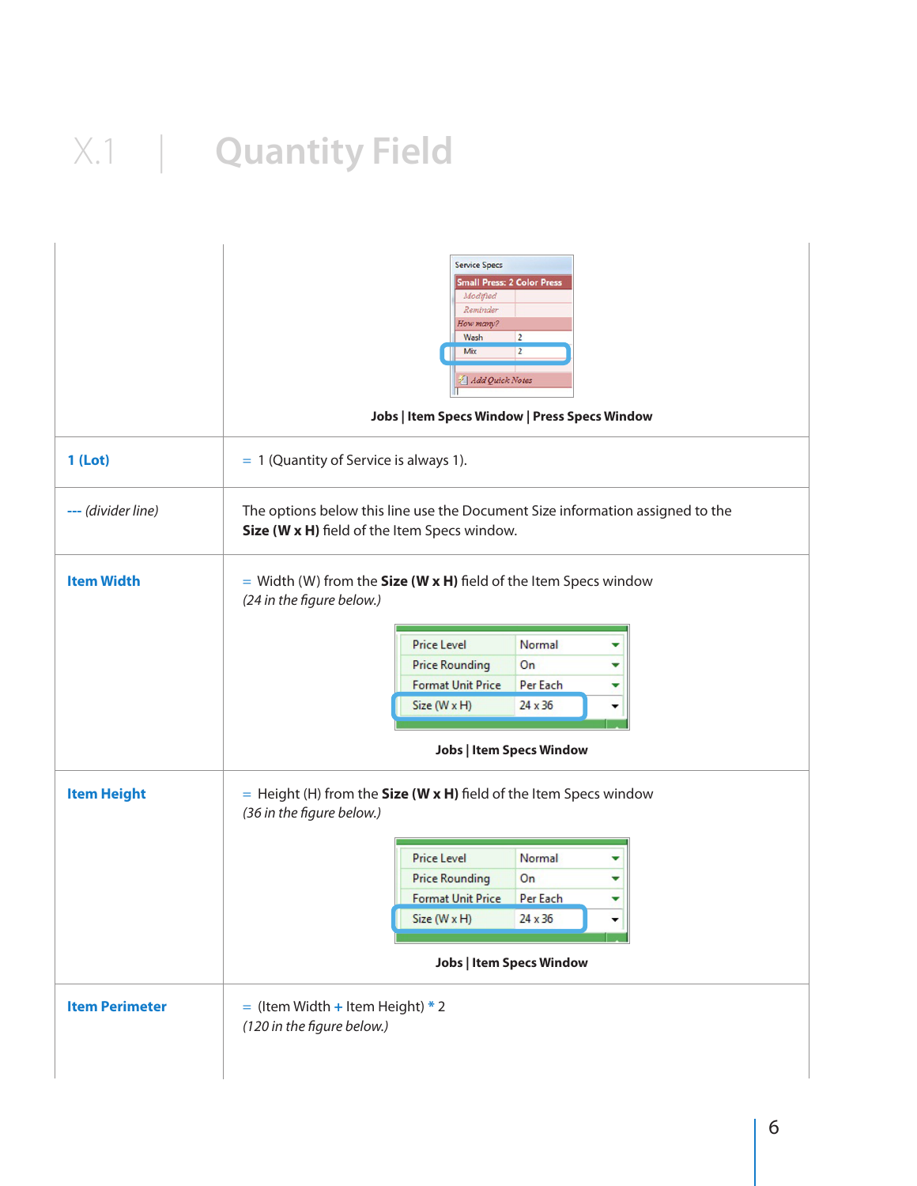# X.1 | Quantity Field

| | |
|---|---|
| | Jobs \| Item Specs Window \| Press Specs Window |
| **1 (Lot)** | = 1 (Quantity of Service is always 1). |
| --- *(divider line)* | The options below this line use the Document Size information assigned to the **Size (W x H)** field of the Item Specs window. |
| **Item Width** | = Width (W) from the **Size (W x H)** field of the Item Specs window *(24 in the figure below.)* Jobs \| Item Specs Window |
| **Item Height** | = Height (H) from the **Size (W x H)** field of the Item Specs window *(36 in the figure below.)* Jobs \| Item Specs Window |
| **Item Perimeter** | = (Item Width + Item Height) * 2 *(120 in the figure below.)* |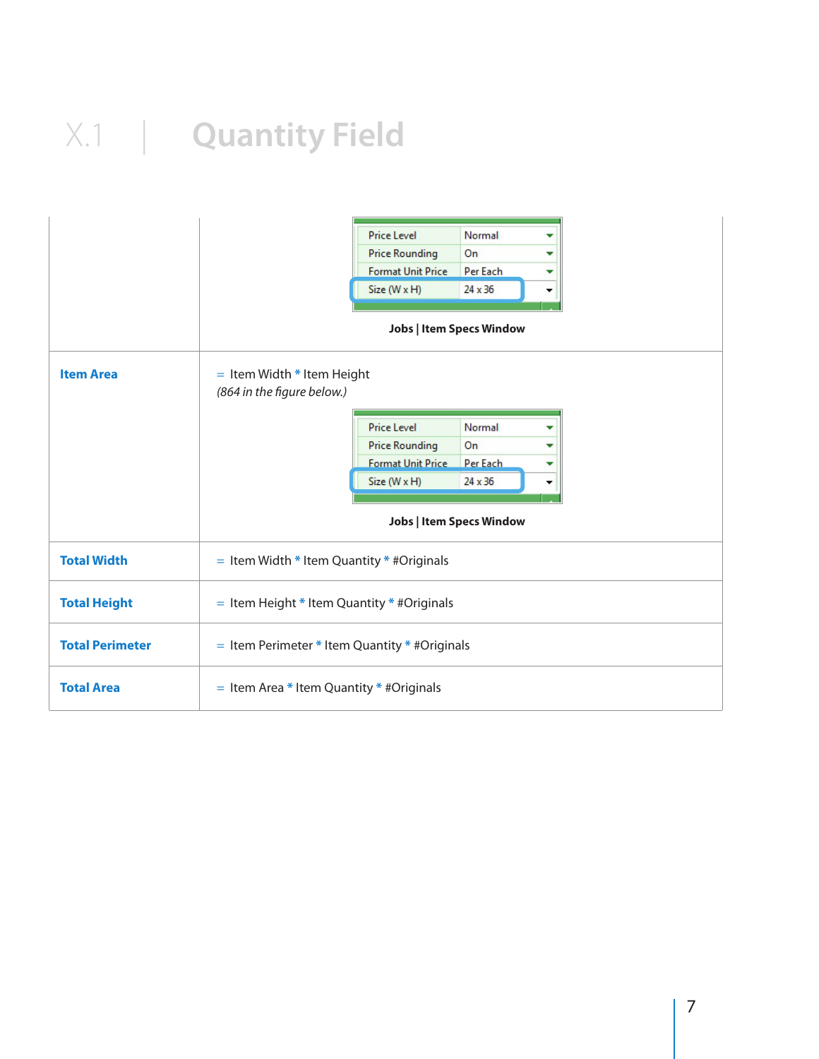# X.1 | Quantity Field

| | |
|---|---|
| | Price Level: Normal<br>Price Rounding: On<br>Format Unit Price: Per Each<br>Size (W x H): 24 x 36<br>**Jobs \| Item Specs Window** |
| **Item Area** | = Item Width * Item Height<br>*(864 in the figure below.)*<br>Price Level: Normal<br>Price Rounding: On<br>Format Unit Price: Per Each<br>Size (W x H): 24 x 36<br>**Jobs \| Item Specs Window** |
| **Total Width** | = Item Width * Item Quantity * #Originals |
| **Total Height** | = Item Height * Item Quantity * #Originals |
| **Total Perimeter** | = Item Perimeter * Item Quantity * #Originals |
| **Total Area** | = Item Area * Item Quantity * #Originals |